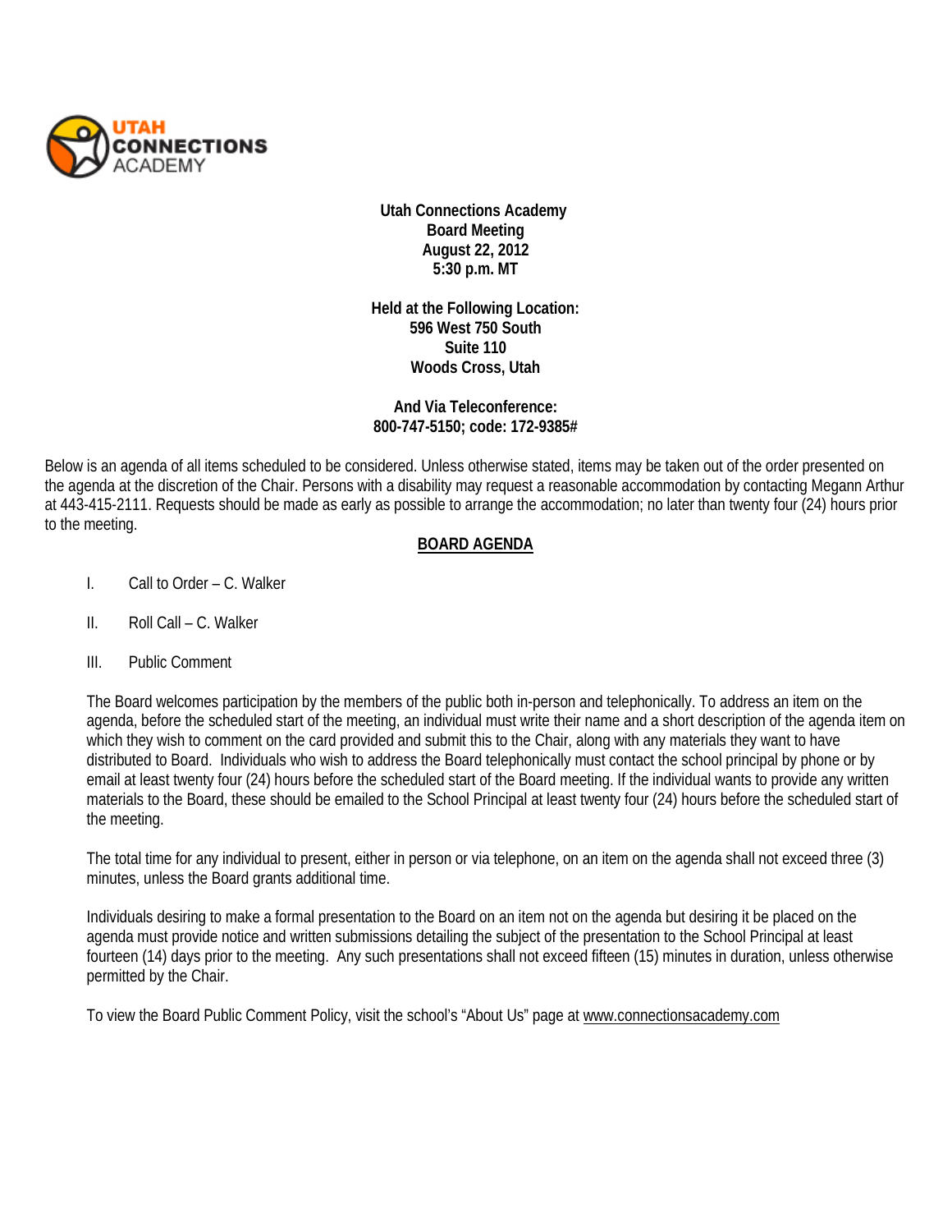**Utah Connections Academy**
**Board Meeting**
**August 22, 2012**
**5:30 p.m. MT**

**Held at the Following Location:**
**596 West 750 South**
**Suite 110**
**Woods Cross, Utah**

**And Via Teleconference:**
**800-747-5150; code: 172-9385#**

Below is an agenda of all items scheduled to be considered. Unless otherwise stated, items may be taken out of the order presented on the agenda at the discretion of the Chair. Persons with a disability may request a reasonable accommodation by contacting Megann Arthur at 443-415-2111. Requests should be made as early as possible to arrange the accommodation; no later than twenty four (24) hours prior to the meeting.

**BOARD AGENDA**

I. Call to Order – C. Walker

II. Roll Call – C. Walker

III. Public Comment

The Board welcomes participation by the members of the public both in-person and telephonically. To address an item on the agenda, before the scheduled start of the meeting, an individual must write their name and a short description of the agenda item on which they wish to comment on the card provided and submit this to the Chair, along with any materials they want to have distributed to Board. Individuals who wish to address the Board telephonically must contact the school principal by phone or by email at least twenty four (24) hours before the scheduled start of the Board meeting. If the individual wants to provide any written materials to the Board, these should be emailed to the School Principal at least twenty four (24) hours before the scheduled start of the meeting.

The total time for any individual to present, either in person or via telephone, on an item on the agenda shall not exceed three (3) minutes, unless the Board grants additional time.

Individuals desiring to make a formal presentation to the Board on an item not on the agenda but desiring it be placed on the agenda must provide notice and written submissions detailing the subject of the presentation to the School Principal at least fourteen (14) days prior to the meeting. Any such presentations shall not exceed fifteen (15) minutes in duration, unless otherwise permitted by the Chair.

To view the Board Public Comment Policy, visit the school's "About Us" page at www.connectionsacademy.com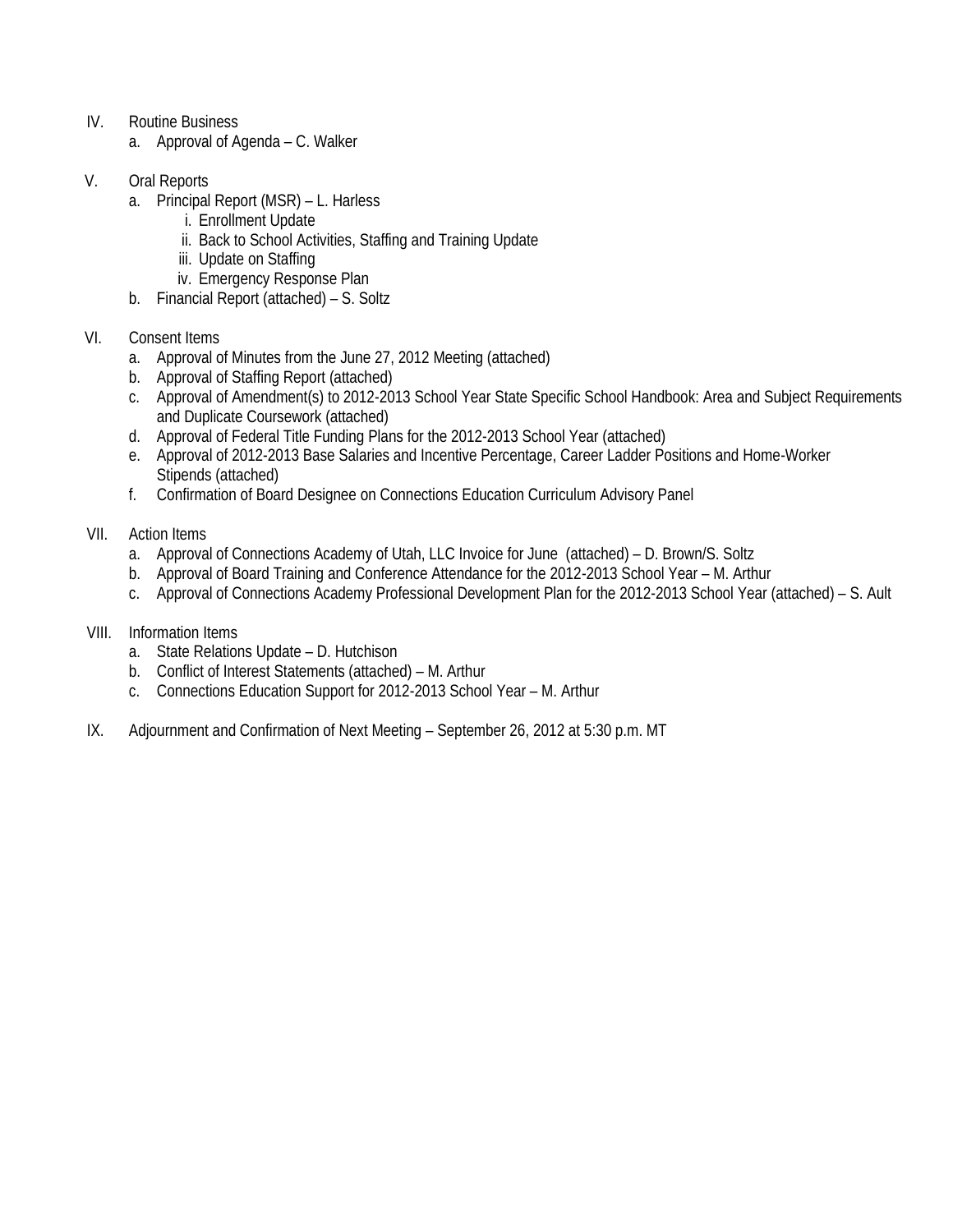IV. Routine Business
   a. Approval of Agenda – C. Walker

V. Oral Reports
   a. Principal Report (MSR) – L. Harless
      i. Enrollment Update
      ii. Back to School Activities, Staffing and Training Update
      iii. Update on Staffing
      iv. Emergency Response Plan
   b. Financial Report (attached) – S. Soltz

VI. Consent Items
   a. Approval of Minutes from the June 27, 2012 Meeting (attached)
   b. Approval of Staffing Report (attached)
   c. Approval of Amendment(s) to 2012-2013 School Year State Specific School Handbook: Area and Subject Requirements and Duplicate Coursework (attached)
   d. Approval of Federal Title Funding Plans for the 2012-2013 School Year (attached)
   e. Approval of 2012-2013 Base Salaries and Incentive Percentage, Career Ladder Positions and Home-Worker Stipends (attached)
   f. Confirmation of Board Designee on Connections Education Curriculum Advisory Panel

VII. Action Items
   a. Approval of Connections Academy of Utah, LLC Invoice for June (attached) – D. Brown/S. Soltz
   b. Approval of Board Training and Conference Attendance for the 2012-2013 School Year – M. Arthur
   c. Approval of Connections Academy Professional Development Plan for the 2012-2013 School Year (attached) – S. Ault

VIII. Information Items
   a. State Relations Update – D. Hutchison
   b. Conflict of Interest Statements (attached) – M. Arthur
   c. Connections Education Support for 2012-2013 School Year – M. Arthur

IX. Adjournment and Confirmation of Next Meeting – September 26, 2012 at 5:30 p.m. MT